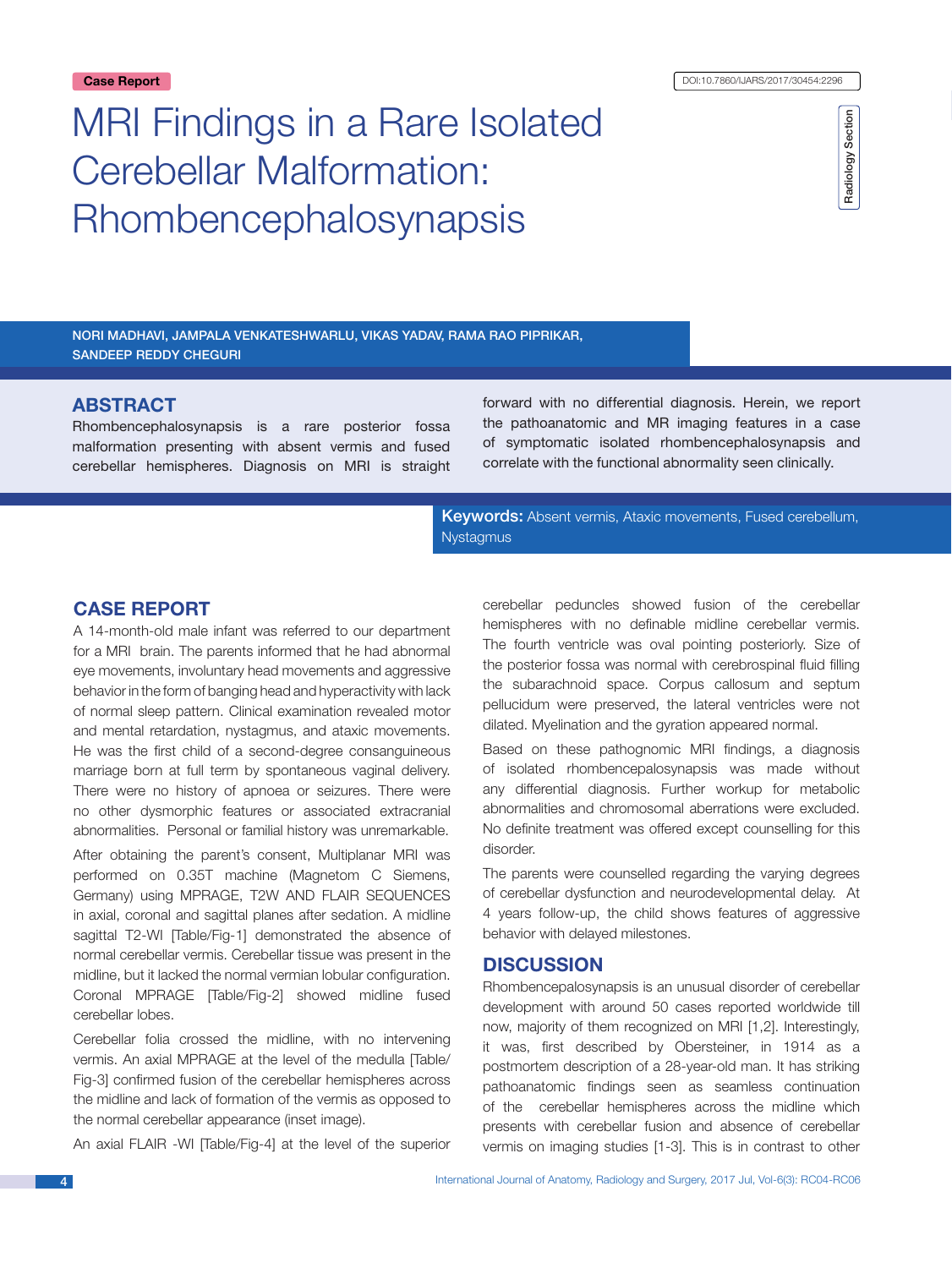Case Report

DOI:10.7860/IJARS/2017/30454:2296

Radiology Section

# MRI Findings in a Rare Isolated Cerebellar Malformation: Rhombencephalosynapsis

NORI MADHAVI, JAMPALA VENKATESHWARLU, VIKAS YADAV, RAMA RAO PIPRIKAR, SANDEEP REDDY CHEGURI

## ABSTRACT

Rhombencephalosynapsis is a rare posterior fossa malformation presenting with absent vermis and fused cerebellar hemispheres. Diagnosis on MRI is straight forward with no differential diagnosis. Herein, we report the pathoanatomic and MR imaging features in a case of symptomatic isolated rhombencephalosynapsis and correlate with the functional abnormality seen clinically.

**Keywords:** Absent vermis, Ataxic movements, Fused cerebellum, Nystagmus

## CASE REPORT

A 14-month-old male infant was referred to our department for a MRI brain. The parents informed that he had abnormal eye movements, involuntary head movements and aggressive behavior in the form of banging head and hyperactivity with lack of normal sleep pattern. Clinical examination revealed motor and mental retardation, nystagmus, and ataxic movements. He was the first child of a second-degree consanguineous marriage born at full term by spontaneous vaginal delivery. There were no history of apnoea or seizures. There were no other dysmorphic features or associated extracranial abnormalities. Personal or familial history was unremarkable.

After obtaining the parent's consent, Multiplanar MRI was performed on 0.35T machine (Magnetom C Siemens, Germany) using MPRAGE, T2W AND FLAIR SEQUENCES in axial, coronal and sagittal planes after sedation. A midline sagittal T2-WI [Table/Fig-1] demonstrated the absence of normal cerebellar vermis. Cerebellar tissue was present in the midline, but it lacked the normal vermian lobular configuration. Coronal MPRAGE [Table/Fig-2] showed midline fused cerebellar lobes.

Cerebellar folia crossed the midline, with no intervening vermis. An axial MPRAGE at the level of the medulla [Table/Fig-3] confirmed fusion of the cerebellar hemispheres across the midline and lack of formation of the vermis as opposed to the normal cerebellar appearance (inset image).

An axial FLAIR -WI [Table/Fig-4] at the level of the superior cerebellar peduncles showed fusion of the cerebellar hemispheres with no definable midline cerebellar vermis. The fourth ventricle was oval pointing posteriorly. Size of the posterior fossa was normal with cerebrospinal fluid filling the subarachnoid space. Corpus callosum and septum pellucidum were preserved, the lateral ventricles were not dilated. Myelination and the gyration appeared normal.

Based on these pathognomic MRI findings, a diagnosis of isolated rhombencepalosynapsis was made without any differential diagnosis. Further workup for metabolic abnormalities and chromosomal aberrations were excluded. No definite treatment was offered except counselling for this disorder.

The parents were counselled regarding the varying degrees of cerebellar dysfunction and neurodevelopmental delay. At 4 years follow-up, the child shows features of aggressive behavior with delayed milestones.

## DISCUSSION

Rhombencepalosynapsis is an unusual disorder of cerebellar development with around 50 cases reported worldwide till now, majority of them recognized on MRI [1,2]. Interestingly, it was, first described by Obersteiner, in 1914 as a postmortem description of a 28-year-old man. It has striking pathoanatomic findings seen as seamless continuation of the cerebellar hemispheres across the midline which presents with cerebellar fusion and absence of cerebellar vermis on imaging studies [1-3]. This is in contrast to other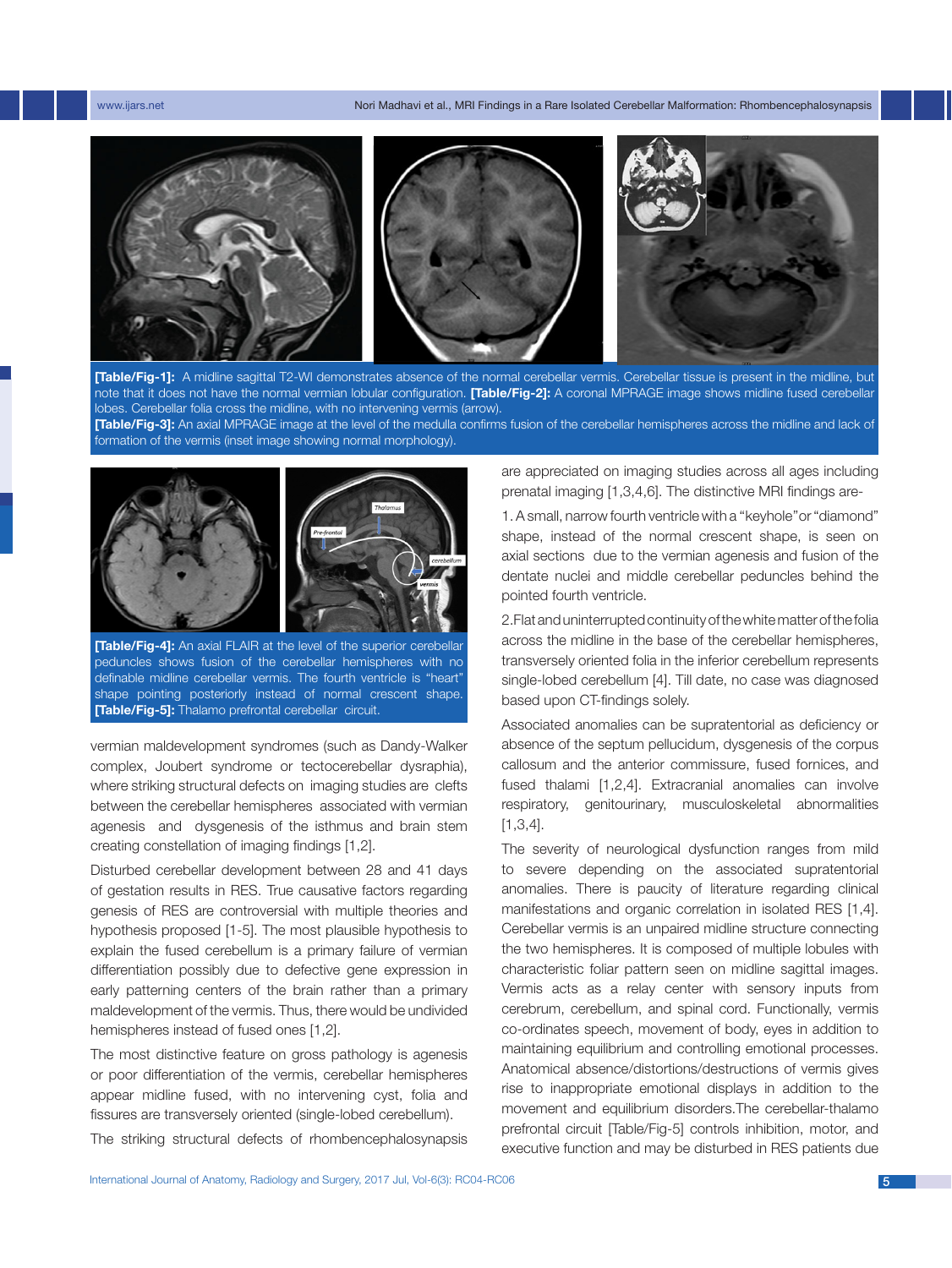**[Table/Fig-1]:** A midline sagittal T2-WI demonstrates absence of the normal cerebellar vermis. Cerebellar tissue is present in the midline, but note that it does not have the normal vermian lobular configuration. **[Table/Fig-2]:** A coronal MPRAGE image shows midline fused cerebellar lobes. Cerebellar folia cross the midline, with no intervening vermis (arrow).

**[Table/Fig-3]:** An axial MPRAGE image at the level of the medulla confirms fusion of the cerebellar hemispheres across the midline and lack of formation of the vermis (inset image showing normal morphology).

**[Table/Fig-4]:** An axial FLAIR at the level of the superior cerebellar peduncles shows fusion of the cerebellar hemispheres with no definable midline cerebellar vermis. The fourth ventricle is "heart" shape pointing posteriorly instead of normal crescent shape. **[Table/Fig-5]:** Thalamo prefrontal cerebellar circuit.

vermian maldevelopment syndromes (such as Dandy-Walker complex, Joubert syndrome or tectocerebellar dysraphia), where striking structural defects on imaging studies are clefts between the cerebellar hemispheres associated with vermian agenesis and dysgenesis of the isthmus and brain stem creating constellation of imaging findings [1,2].

Disturbed cerebellar development between 28 and 41 days of gestation results in RES. True causative factors regarding genesis of RES are controversial with multiple theories and hypothesis proposed [1-5]. The most plausible hypothesis to explain the fused cerebellum is a primary failure of vermian differentiation possibly due to defective gene expression in early patterning centers of the brain rather than a primary maldevelopment of the vermis. Thus, there would be undivided hemispheres instead of fused ones [1,2].

The most distinctive feature on gross pathology is agenesis or poor differentiation of the vermis, cerebellar hemispheres appear midline fused, with no intervening cyst, folia and fissures are transversely oriented (single-lobed cerebellum).

The striking structural defects of rhombencephalosynapsis are appreciated on imaging studies across all ages including prenatal imaging [1,3,4,6]. The distinctive MRI findings are-

1. A small, narrow fourth ventricle with a "keyhole" or "diamond" shape, instead of the normal crescent shape, is seen on axial sections due to the vermian agenesis and fusion of the dentate nuclei and middle cerebellar peduncles behind the pointed fourth ventricle.

2. Flat and uninterrupted continuity of the white matter of the folia across the midline in the base of the cerebellar hemispheres, transversely oriented folia in the inferior cerebellum represents single-lobed cerebellum [4]. Till date, no case was diagnosed based upon CT-findings solely.

Associated anomalies can be supratentorial as deficiency or absence of the septum pellucidum, dysgenesis of the corpus callosum and the anterior commissure, fused fornices, and fused thalami [1,2,4]. Extracranial anomalies can involve respiratory, genitourinary, musculoskeletal abnormalities [1,3,4].

The severity of neurological dysfunction ranges from mild to severe depending on the associated supratentorial anomalies. There is paucity of literature regarding clinical manifestations and organic correlation in isolated RES [1,4]. Cerebellar vermis is an unpaired midline structure connecting the two hemispheres. It is composed of multiple lobules with characteristic foliar pattern seen on midline sagittal images. Vermis acts as a relay center with sensory inputs from cerebrum, cerebellum, and spinal cord. Functionally, vermis co-ordinates speech, movement of body, eyes in addition to maintaining equilibrium and controlling emotional processes. Anatomical absence/distortions/destructions of vermis gives rise to inappropriate emotional displays in addition to the movement and equilibrium disorders.The cerebellar-thalamo prefrontal circuit [Table/Fig-5] controls inhibition, motor, and executive function and may be disturbed in RES patients due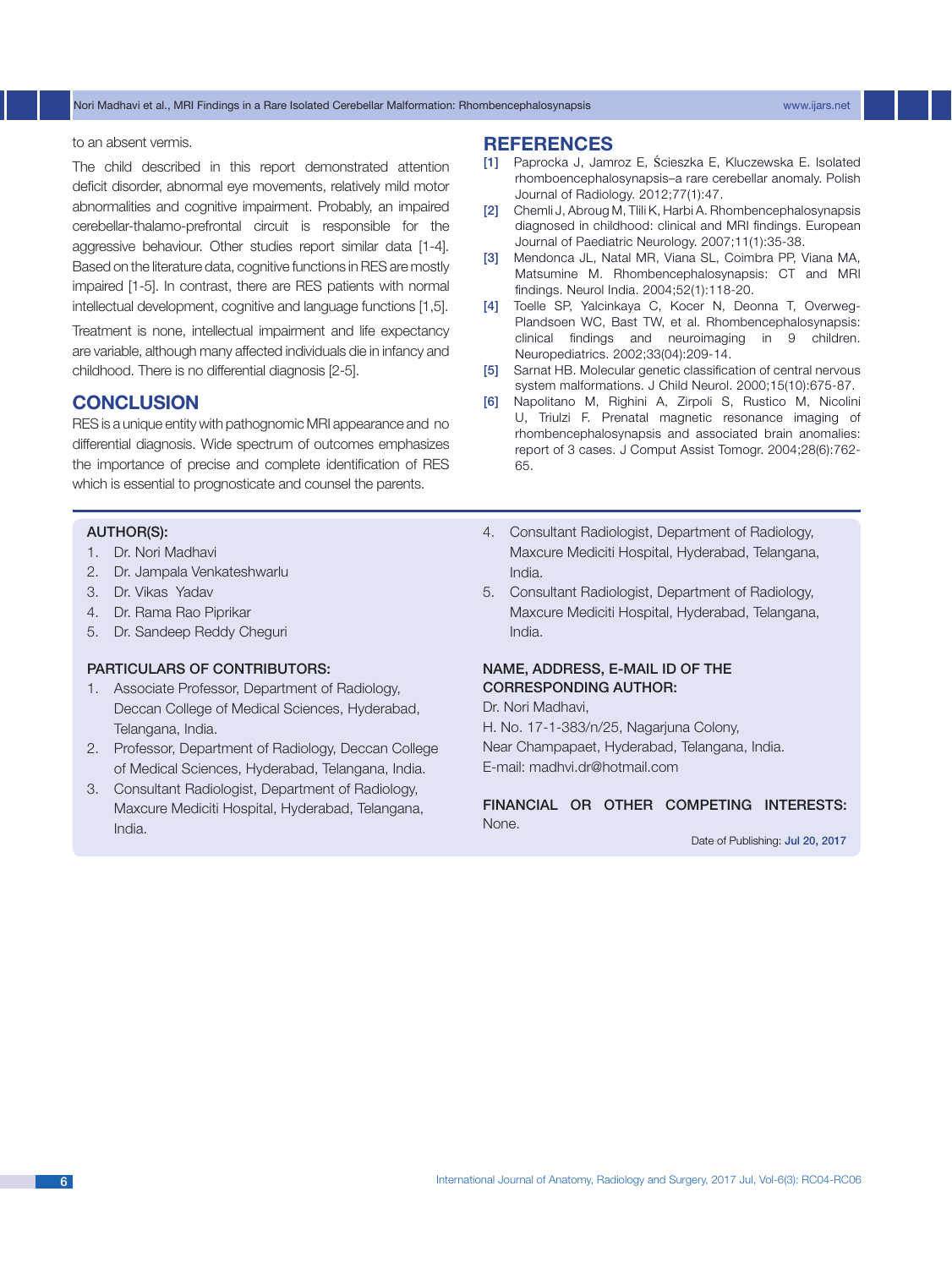to an absent vermis.

The child described in this report demonstrated attention deficit disorder, abnormal eye movements, relatively mild motor abnormalities and cognitive impairment. Probably, an impaired cerebellar-thalamo-prefrontal circuit is responsible for the aggressive behaviour. Other studies report similar data [1-4]. Based on the literature data, cognitive functions in RES are mostly impaired [1-5]. In contrast, there are RES patients with normal intellectual development, cognitive and language functions [1,5].

Treatment is none, intellectual impairment and life expectancy are variable, although many affected individuals die in infancy and childhood. There is no differential diagnosis [2-5].

## CONCLUSION

RES is a unique entity with pathognomic MRI appearance and no differential diagnosis. Wide spectrum of outcomes emphasizes the importance of precise and complete identification of RES which is essential to prognosticate and counsel the parents.

## REFERENCES

[1] Paprocka J, Jamroz E, Ścieszka E, Kluczewska E. Isolated rhomboencephalosynapsis–a rare cerebellar anomaly. Polish Journal of Radiology. 2012;77(1):47.

[2] Chemli J, Abroug M, Tlili K, Harbi A. Rhombencephalosynapsis diagnosed in childhood: clinical and MRI findings. European Journal of Paediatric Neurology. 2007;11(1):35-38.

[3] Mendonca JL, Natal MR, Viana SL, Coimbra PP, Viana MA, Matsumine M. Rhombencephalosynapsis: CT and MRI findings. Neurol India. 2004;52(1):118-20.

[4] Toelle SP, Yalcinkaya C, Kocer N, Deonna T, Overweg-Plandsoen WC, Bast TW, et al. Rhombencephalosynapsis: clinical findings and neuroimaging in 9 children. Neuropediatrics. 2002;33(04):209-14.

[5] Sarnat HB. Molecular genetic classification of central nervous system malformations. J Child Neurol. 2000;15(10):675-87.

[6] Napolitano M, Righini A, Zirpoli S, Rustico M, Nicolini U, Triulzi F. Prenatal magnetic resonance imaging of rhombencephalosynapsis and associated brain anomalies: report of 3 cases. J Comput Assist Tomogr. 2004;28(6):762-65.

**AUTHOR(S):**

1. Dr. Nori Madhavi
2. Dr. Jampala Venkateshwarlu
3. Dr. Vikas Yadav
4. Dr. Rama Rao Piprikar
5. Dr. Sandeep Reddy Cheguri

**PARTICULARS OF CONTRIBUTORS:**

1. Associate Professor, Department of Radiology, Deccan College of Medical Sciences, Hyderabad, Telangana, India.
2. Professor, Department of Radiology, Deccan College of Medical Sciences, Hyderabad, Telangana, India.
3. Consultant Radiologist, Department of Radiology, Maxcure Mediciti Hospital, Hyderabad, Telangana, India.
4. Consultant Radiologist, Department of Radiology, Maxcure Mediciti Hospital, Hyderabad, Telangana, India.
5. Consultant Radiologist, Department of Radiology, Maxcure Mediciti Hospital, Hyderabad, Telangana, India.

**NAME, ADDRESS, E-MAIL ID OF THE CORRESPONDING AUTHOR:**

Dr. Nori Madhavi,
H. No. 17-1-383/n/25, Nagarjuna Colony,
Near Champapaet, Hyderabad, Telangana, India.
E-mail: madhvi.dr@hotmail.com

**FINANCIAL OR OTHER COMPETING INTERESTS:** None.

Date of Publishing: Jul 20, 2017